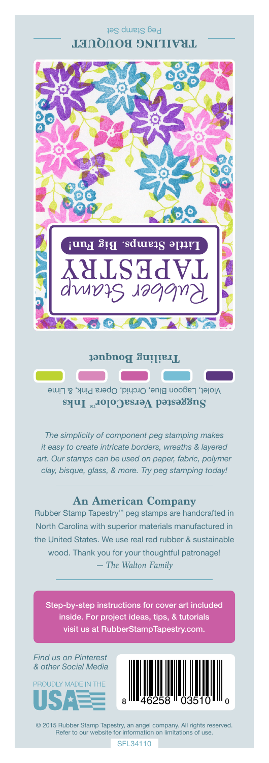TRAILING BOUQUET

Peg Stamp Set

Rubber Stamp TAPESTRY

Little Stamps. Big Fun!

Trailing Bouquet

**Suggested VersaColor™ Inks**

Violet, Lagoon Blue, Orchid, Opera Pink, & Lime

*The simplicity of component peg stamping makes it easy to create intricate borders, wreaths & layered art. Our stamps can be used on paper, fabric, polymer clay, bisque, glass, & more. Try peg stamping today!*

## An American Company

Rubber Stamp Tapestry™ peg stamps are handcrafted in North Carolina with superior materials manufactured in the United States. We use real red rubber & sustainable wood. Thank you for your thoughtful patronage!
*— The Walton Family*

Step-by-step instructions for cover art included inside. For project ideas, tips, & tutorials visit us at RubberStampTapestry.com.

*Find us on Pinterest & other Social Media*

PROUDLY MADE IN THE USA

8 46258 03510 0

© 2015 Rubber Stamp Tapestry, an angel company. All rights reserved. Refer to our website for information on limitations of use.

SFL34110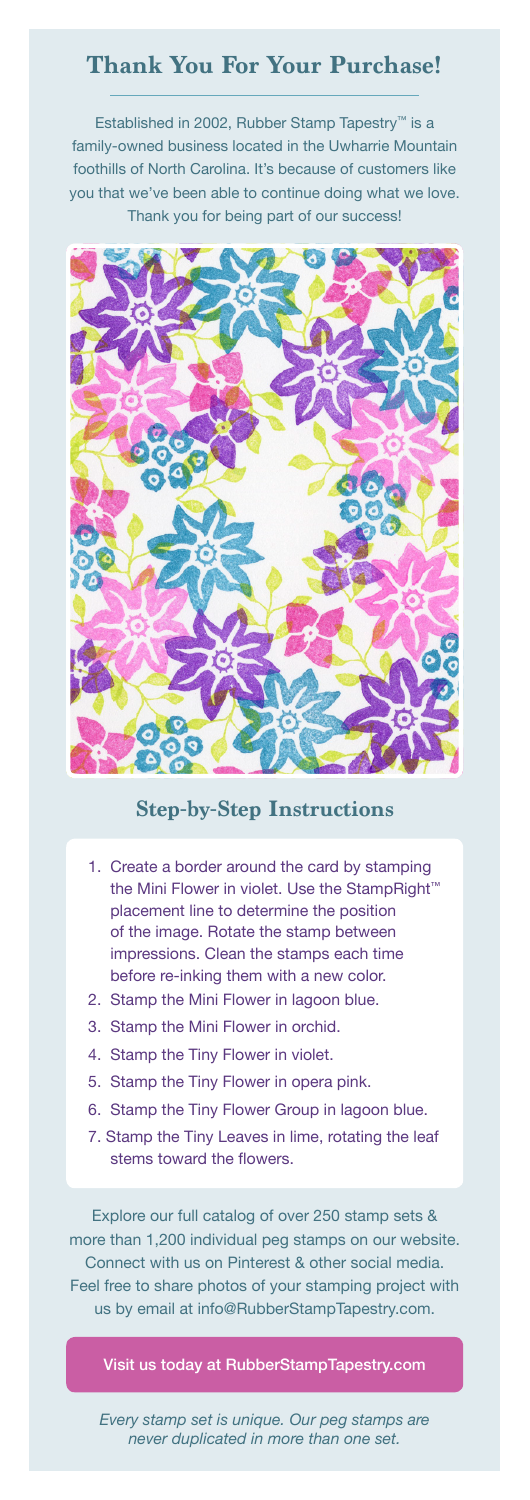## Thank You For Your Purchase!

Established in 2002, Rubber Stamp Tapestry™ is a family-owned business located in the Uwharrie Mountain foothills of North Carolina. It's because of customers like you that we've been able to continue doing what we love. Thank you for being part of our success!

## Step-by-Step Instructions

1. Create a border around the card by stamping the Mini Flower in violet. Use the StampRight™ placement line to determine the position of the image. Rotate the stamp between impressions. Clean the stamps each time before re-inking them with a new color.
2. Stamp the Mini Flower in lagoon blue.
3. Stamp the Mini Flower in orchid.
4. Stamp the Tiny Flower in violet.
5. Stamp the Tiny Flower in opera pink.
6. Stamp the Tiny Flower Group in lagoon blue.
7. Stamp the Tiny Leaves in lime, rotating the leaf stems toward the flowers.

Explore our full catalog of over 250 stamp sets & more than 1,200 individual peg stamps on our website. Connect with us on Pinterest & other social media. Feel free to share photos of your stamping project with us by email at info@RubberStampTapestry.com.

**Visit us today at RubberStampTapestry.com**

*Every stamp set is unique. Our peg stamps are never duplicated in more than one set.*